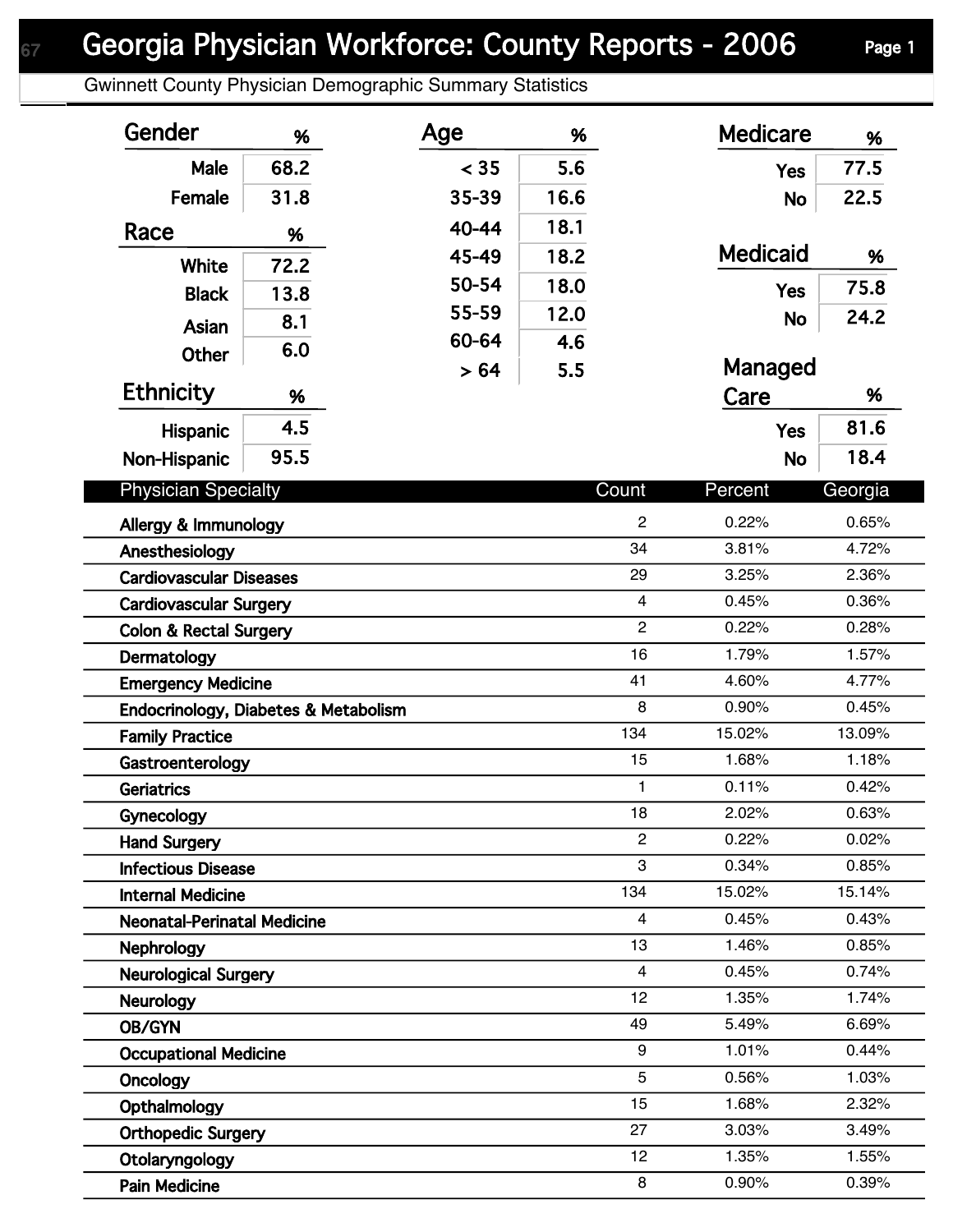# Georgia Physician Workforce: County Reports - 2006

Gwinnett County Physician Demographic Summary Statistics

| Gender | % |
|---|---|
| Male | 68.2 |
| Female | 31.8 |

| Race | % |
|---|---|
| White | 72.2 |
| Black | 13.8 |
| Asian | 8.1 |
| Other | 6.0 |

| Ethnicity | % |
|---|---|
| Hispanic | 4.5 |
| Non-Hispanic | 95.5 |

| Age | % |
|---|---|
| < 35 | 5.6 |
| 35-39 | 16.6 |
| 40-44 | 18.1 |
| 45-49 | 18.2 |
| 50-54 | 18.0 |
| 55-59 | 12.0 |
| 60-64 | 4.6 |
| > 64 | 5.5 |

| Medicare | % |
|---|---|
| Yes | 77.5 |
| No | 22.5 |

| Medicaid | % |
|---|---|
| Yes | 75.8 |
| No | 24.2 |

| Managed Care | % |
|---|---|
| Yes | 81.6 |
| No | 18.4 |

| Physician Specialty | Count | Percent | Georgia |
|---|---|---|---|
| Allergy & Immunology | 2 | 0.22% | 0.65% |
| Anesthesiology | 34 | 3.81% | 4.72% |
| Cardiovascular Diseases | 29 | 3.25% | 2.36% |
| Cardiovascular Surgery | 4 | 0.45% | 0.36% |
| Colon & Rectal Surgery | 2 | 0.22% | 0.28% |
| Dermatology | 16 | 1.79% | 1.57% |
| Emergency Medicine | 41 | 4.60% | 4.77% |
| Endocrinology, Diabetes & Metabolism | 8 | 0.90% | 0.45% |
| Family Practice | 134 | 15.02% | 13.09% |
| Gastroenterology | 15 | 1.68% | 1.18% |
| Geriatrics | 1 | 0.11% | 0.42% |
| Gynecology | 18 | 2.02% | 0.63% |
| Hand Surgery | 2 | 0.22% | 0.02% |
| Infectious Disease | 3 | 0.34% | 0.85% |
| Internal Medicine | 134 | 15.02% | 15.14% |
| Neonatal-Perinatal Medicine | 4 | 0.45% | 0.43% |
| Nephrology | 13 | 1.46% | 0.85% |
| Neurological Surgery | 4 | 0.45% | 0.74% |
| Neurology | 12 | 1.35% | 1.74% |
| OB/GYN | 49 | 5.49% | 6.69% |
| Occupational Medicine | 9 | 1.01% | 0.44% |
| Oncology | 5 | 0.56% | 1.03% |
| Opthalmology | 15 | 1.68% | 2.32% |
| Orthopedic Surgery | 27 | 3.03% | 3.49% |
| Otolaryngology | 12 | 1.35% | 1.55% |
| Pain Medicine | 8 | 0.90% | 0.39% |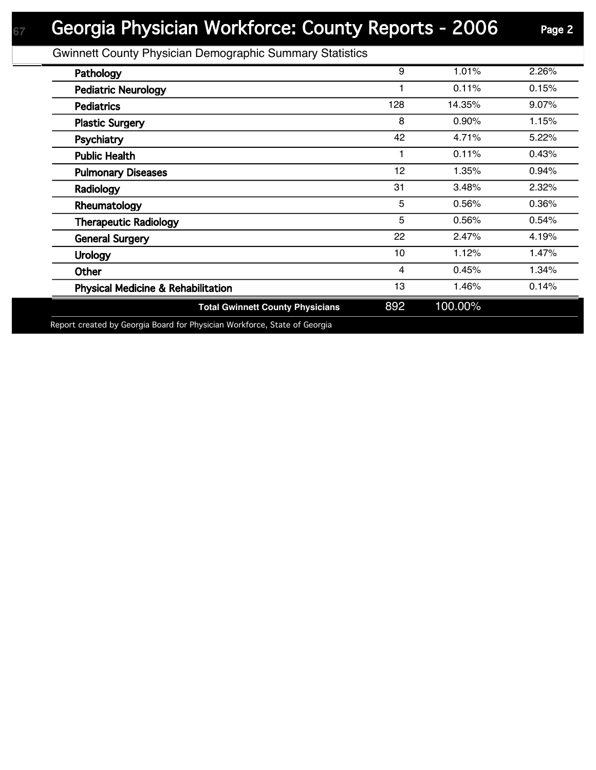Gwinnett County Physician Demographic Summary Statistics

| | | | |
|---|---|---|---|
| Pathology | 9 | 1.01% | 2.26% |
| Pediatric Neurology | 1 | 0.11% | 0.15% |
| Pediatrics | 128 | 14.35% | 9.07% |
| Plastic Surgery | 8 | 0.90% | 1.15% |
| Psychiatry | 42 | 4.71% | 5.22% |
| Public Health | 1 | 0.11% | 0.43% |
| Pulmonary Diseases | 12 | 1.35% | 0.94% |
| Radiology | 31 | 3.48% | 2.32% |
| Rheumatology | 5 | 0.56% | 0.36% |
| Therapeutic Radiology | 5 | 0.56% | 0.54% |
| General Surgery | 22 | 2.47% | 4.19% |
| Urology | 10 | 1.12% | 1.47% |
| Other | 4 | 0.45% | 1.34% |
| Physical Medicine & Rehabilitation | 13 | 1.46% | 0.14% |
| **Total Gwinnett County Physicians** | 892 | 100.00% | |

Report created by Georgia Board for Physician Workforce, State of Georgia